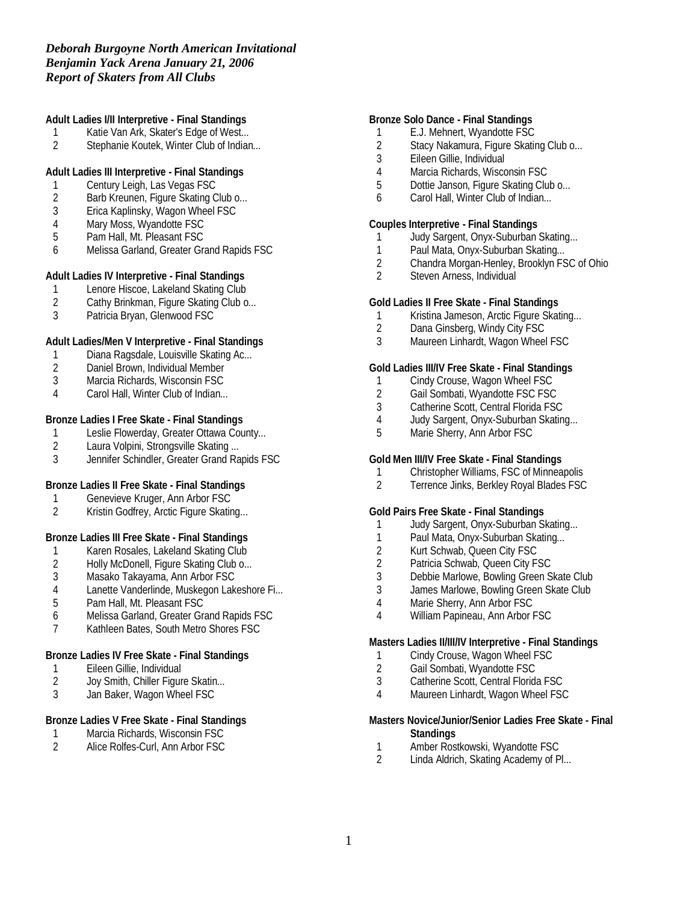***Deborah Burgoyne North American Invitational***
***Benjamin Yack Arena January 21, 2006***
***Report of Skaters from All Clubs***

**Adult Ladies I/II Interpretive - Final Standings**

1 Katie Van Ark, Skater's Edge of West...
2 Stephanie Koutek, Winter Club of Indian...

**Adult Ladies III Interpretive - Final Standings**

1 Century Leigh, Las Vegas FSC
2 Barb Kreunen, Figure Skating Club o...
3 Erica Kaplinsky, Wagon Wheel FSC
4 Mary Moss, Wyandotte FSC
5 Pam Hall, Mt. Pleasant FSC
6 Melissa Garland, Greater Grand Rapids FSC

**Adult Ladies IV Interpretive - Final Standings**

1 Lenore Hiscoe, Lakeland Skating Club
2 Cathy Brinkman, Figure Skating Club o...
3 Patricia Bryan, Glenwood FSC

**Adult Ladies/Men V Interpretive - Final Standings**

1 Diana Ragsdale, Louisville Skating Ac...
2 Daniel Brown, Individual Member
3 Marcia Richards, Wisconsin FSC
4 Carol Hall, Winter Club of Indian...

**Bronze Ladies I Free Skate - Final Standings**

1 Leslie Flowerday, Greater Ottawa County...
2 Laura Volpini, Strongsville Skating ...
3 Jennifer Schindler, Greater Grand Rapids FSC

**Bronze Ladies II Free Skate - Final Standings**

1 Genevieve Kruger, Ann Arbor FSC
2 Kristin Godfrey, Arctic Figure Skating...

**Bronze Ladies III Free Skate - Final Standings**

1 Karen Rosales, Lakeland Skating Club
2 Holly McDonell, Figure Skating Club o...
3 Masako Takayama, Ann Arbor FSC
4 Lanette Vanderlinde, Muskegon Lakeshore Fi...
5 Pam Hall, Mt. Pleasant FSC
6 Melissa Garland, Greater Grand Rapids FSC
7 Kathleen Bates, South Metro Shores FSC

**Bronze Ladies IV Free Skate - Final Standings**

1 Eileen Gillie, Individual
2 Joy Smith, Chiller Figure Skatin...
3 Jan Baker, Wagon Wheel FSC

**Bronze Ladies V Free Skate - Final Standings**

1 Marcia Richards, Wisconsin FSC
2 Alice Rolfes-Curl, Ann Arbor FSC

**Bronze Solo Dance - Final Standings**

1 E.J. Mehnert, Wyandotte FSC
2 Stacy Nakamura, Figure Skating Club o...
3 Eileen Gillie, Individual
4 Marcia Richards, Wisconsin FSC
5 Dottie Janson, Figure Skating Club o...
6 Carol Hall, Winter Club of Indian...

**Couples Interpretive - Final Standings**

1 Judy Sargent, Onyx-Suburban Skating...
1 Paul Mata, Onyx-Suburban Skating...
2 Chandra Morgan-Henley, Brooklyn FSC of Ohio
2 Steven Arness, Individual

**Gold Ladies II Free Skate - Final Standings**

1 Kristina Jameson, Arctic Figure Skating...
2 Dana Ginsberg, Windy City FSC
3 Maureen Linhardt, Wagon Wheel FSC

**Gold Ladies III/IV Free Skate - Final Standings**

1 Cindy Crouse, Wagon Wheel FSC
2 Gail Sombati, Wyandotte FSC FSC
3 Catherine Scott, Central Florida FSC
4 Judy Sargent, Onyx-Suburban Skating...
5 Marie Sherry, Ann Arbor FSC

**Gold Men III/IV Free Skate - Final Standings**

1 Christopher Williams, FSC of Minneapolis
2 Terrence Jinks, Berkley Royal Blades FSC

**Gold Pairs Free Skate - Final Standings**

1 Judy Sargent, Onyx-Suburban Skating...
1 Paul Mata, Onyx-Suburban Skating...
2 Kurt Schwab, Queen City FSC
2 Patricia Schwab, Queen City FSC
3 Debbie Marlowe, Bowling Green Skate Club
3 James Marlowe, Bowling Green Skate Club
4 Marie Sherry, Ann Arbor FSC
4 William Papineau, Ann Arbor FSC

**Masters Ladies II/III/IV Interpretive - Final Standings**

1 Cindy Crouse, Wagon Wheel FSC
2 Gail Sombati, Wyandotte FSC
3 Catherine Scott, Central Florida FSC
4 Maureen Linhardt, Wagon Wheel FSC

**Masters Novice/Junior/Senior Ladies Free Skate - Final Standings**

1 Amber Rostkowski, Wyandotte FSC
2 Linda Aldrich, Skating Academy of Pl...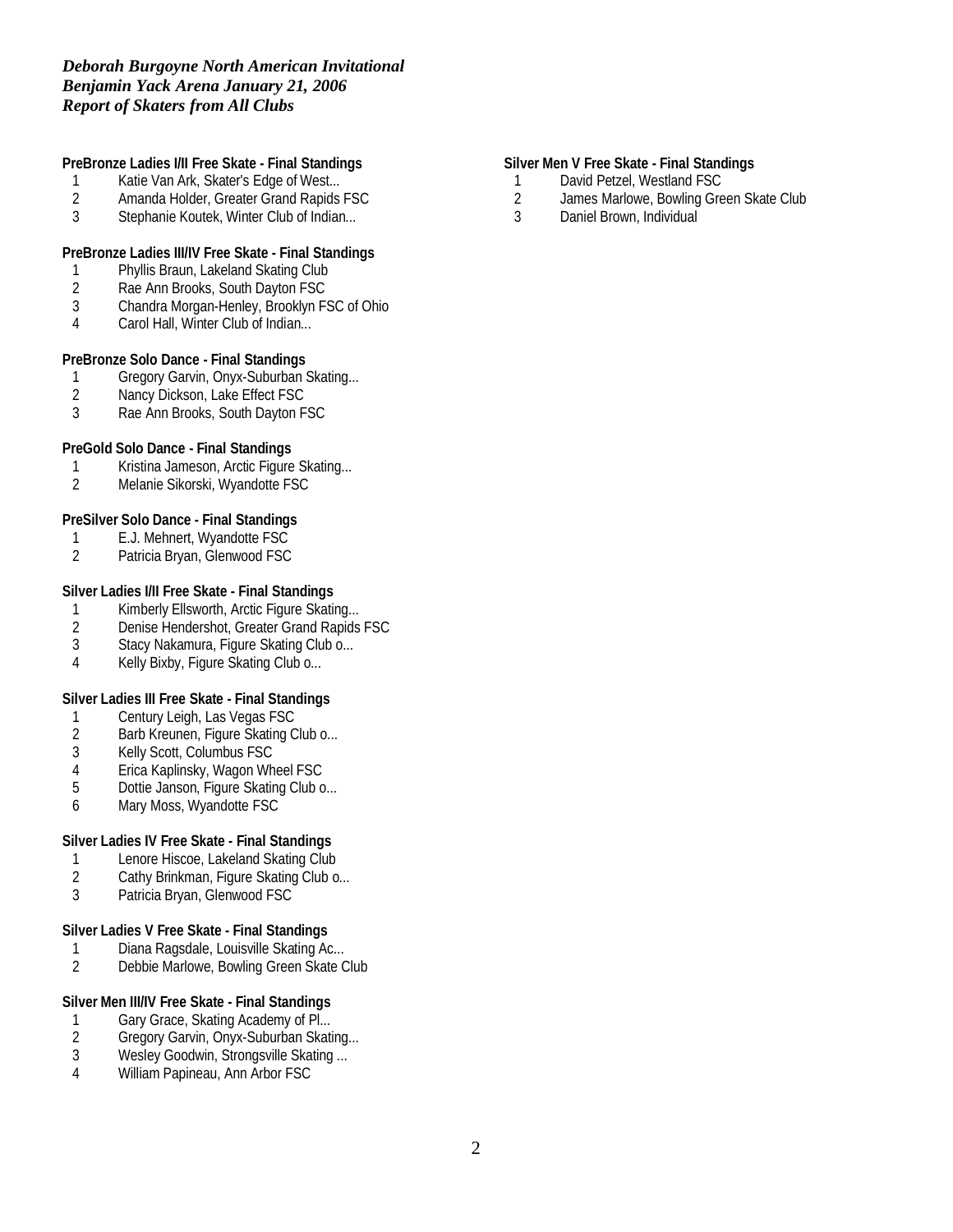*Deborah Burgoyne North American Invitational*
*Benjamin Yack Arena January 21, 2006*
*Report of Skaters from All Clubs*

**PreBronze Ladies I/II Free Skate - Final Standings**

1. Katie Van Ark, Skater's Edge of West...
2. Amanda Holder, Greater Grand Rapids FSC
3. Stephanie Koutek, Winter Club of Indian...

**PreBronze Ladies III/IV Free Skate - Final Standings**

1. Phyllis Braun, Lakeland Skating Club
2. Rae Ann Brooks, South Dayton FSC
3. Chandra Morgan-Henley, Brooklyn FSC of Ohio
4. Carol Hall, Winter Club of Indian...

**PreBronze Solo Dance - Final Standings**

1. Gregory Garvin, Onyx-Suburban Skating...
2. Nancy Dickson, Lake Effect FSC
3. Rae Ann Brooks, South Dayton FSC

**PreGold Solo Dance - Final Standings**

1. Kristina Jameson, Arctic Figure Skating...
2. Melanie Sikorski, Wyandotte FSC

**PreSilver Solo Dance - Final Standings**

1. E.J. Mehnert, Wyandotte FSC
2. Patricia Bryan, Glenwood FSC

**Silver Ladies I/II Free Skate - Final Standings**

1. Kimberly Ellsworth, Arctic Figure Skating...
2. Denise Hendershot, Greater Grand Rapids FSC
3. Stacy Nakamura, Figure Skating Club o...
4. Kelly Bixby, Figure Skating Club o...

**Silver Ladies III Free Skate - Final Standings**

1. Century Leigh, Las Vegas FSC
2. Barb Kreunen, Figure Skating Club o...
3. Kelly Scott, Columbus FSC
4. Erica Kaplinsky, Wagon Wheel FSC
5. Dottie Janson, Figure Skating Club o...
6. Mary Moss, Wyandotte FSC

**Silver Ladies IV Free Skate - Final Standings**

1. Lenore Hiscoe, Lakeland Skating Club
2. Cathy Brinkman, Figure Skating Club o...
3. Patricia Bryan, Glenwood FSC

**Silver Ladies V Free Skate - Final Standings**

1. Diana Ragsdale, Louisville Skating Ac...
2. Debbie Marlowe, Bowling Green Skate Club

**Silver Men III/IV Free Skate - Final Standings**

1. Gary Grace, Skating Academy of Pl...
2. Gregory Garvin, Onyx-Suburban Skating...
3. Wesley Goodwin, Strongsville Skating ...
4. William Papineau, Ann Arbor FSC

**Silver Men V Free Skate - Final Standings**

1. David Petzel, Westland FSC
2. James Marlowe, Bowling Green Skate Club
3. Daniel Brown, Individual